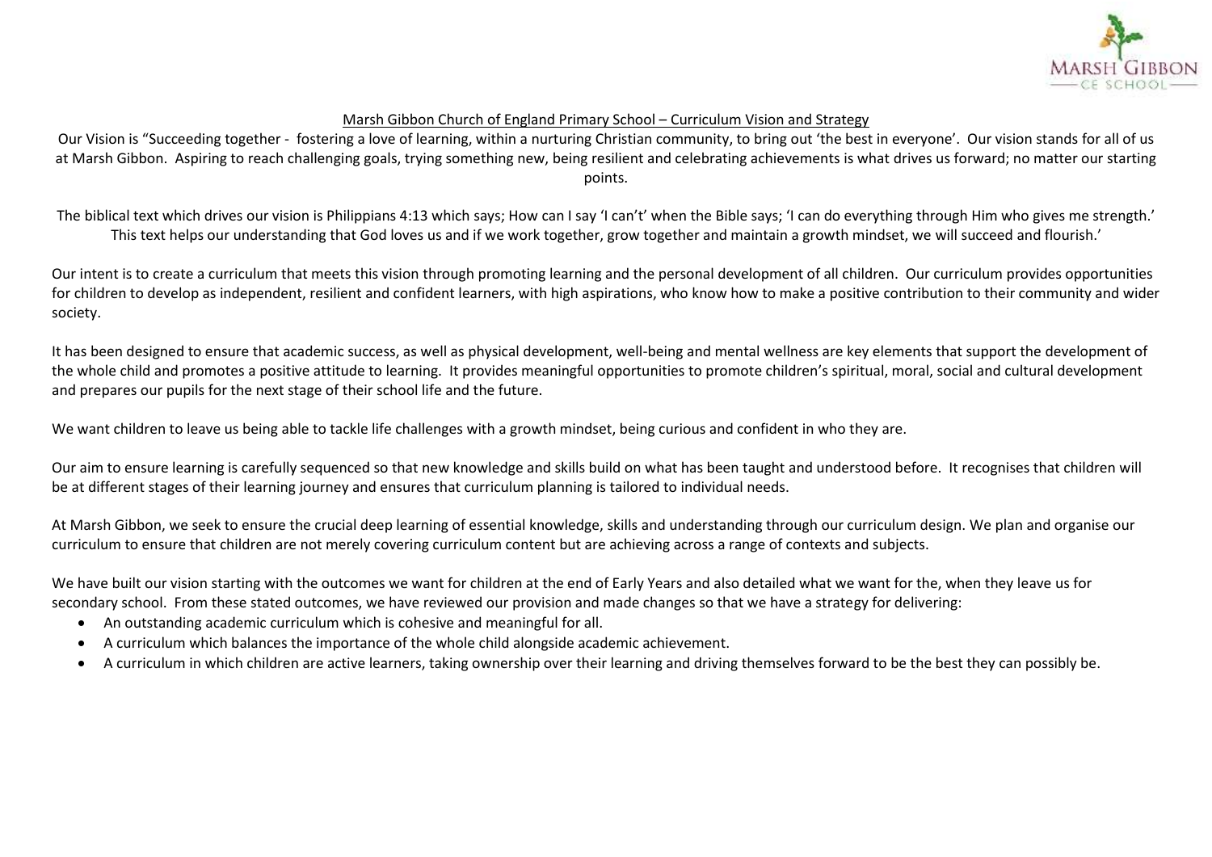## Marsh Gibbon Church of England Primary School – Curriculum Vision and Strategy

Our Vision is "Succeeding together - fostering a love of learning, within a nurturing Christian community, to bring out 'the best in everyone'. Our vision stands for all of us at Marsh Gibbon. Aspiring to reach challenging goals, trying something new, being resilient and celebrating achievements is what drives us forward; no matter our starting points.

The biblical text which drives our vision is Philippians 4:13 which says; How can I say 'I can't' when the Bible says; 'I can do everything through Him who gives me strength.' This text helps our understanding that God loves us and if we work together, grow together and maintain a growth mindset, we will succeed and flourish.'

Our intent is to create a curriculum that meets this vision through promoting learning and the personal development of all children. Our curriculum provides opportunities for children to develop as independent, resilient and confident learners, with high aspirations, who know how to make a positive contribution to their community and wider society.

It has been designed to ensure that academic success, as well as physical development, well-being and mental wellness are key elements that support the development of the whole child and promotes a positive attitude to learning. It provides meaningful opportunities to promote children's spiritual, moral, social and cultural development and prepares our pupils for the next stage of their school life and the future.

We want children to leave us being able to tackle life challenges with a growth mindset, being curious and confident in who they are.

Our aim to ensure learning is carefully sequenced so that new knowledge and skills build on what has been taught and understood before. It recognises that children will be at different stages of their learning journey and ensures that curriculum planning is tailored to individual needs.

At Marsh Gibbon, we seek to ensure the crucial deep learning of essential knowledge, skills and understanding through our curriculum design. We plan and organise our curriculum to ensure that children are not merely covering curriculum content but are achieving across a range of contexts and subjects.

We have built our vision starting with the outcomes we want for children at the end of Early Years and also detailed what we want for the, when they leave us for secondary school. From these stated outcomes, we have reviewed our provision and made changes so that we have a strategy for delivering:

- An outstanding academic curriculum which is cohesive and meaningful for all.
- A curriculum which balances the importance of the whole child alongside academic achievement.
- A curriculum in which children are active learners, taking ownership over their learning and driving themselves forward to be the best they can possibly be.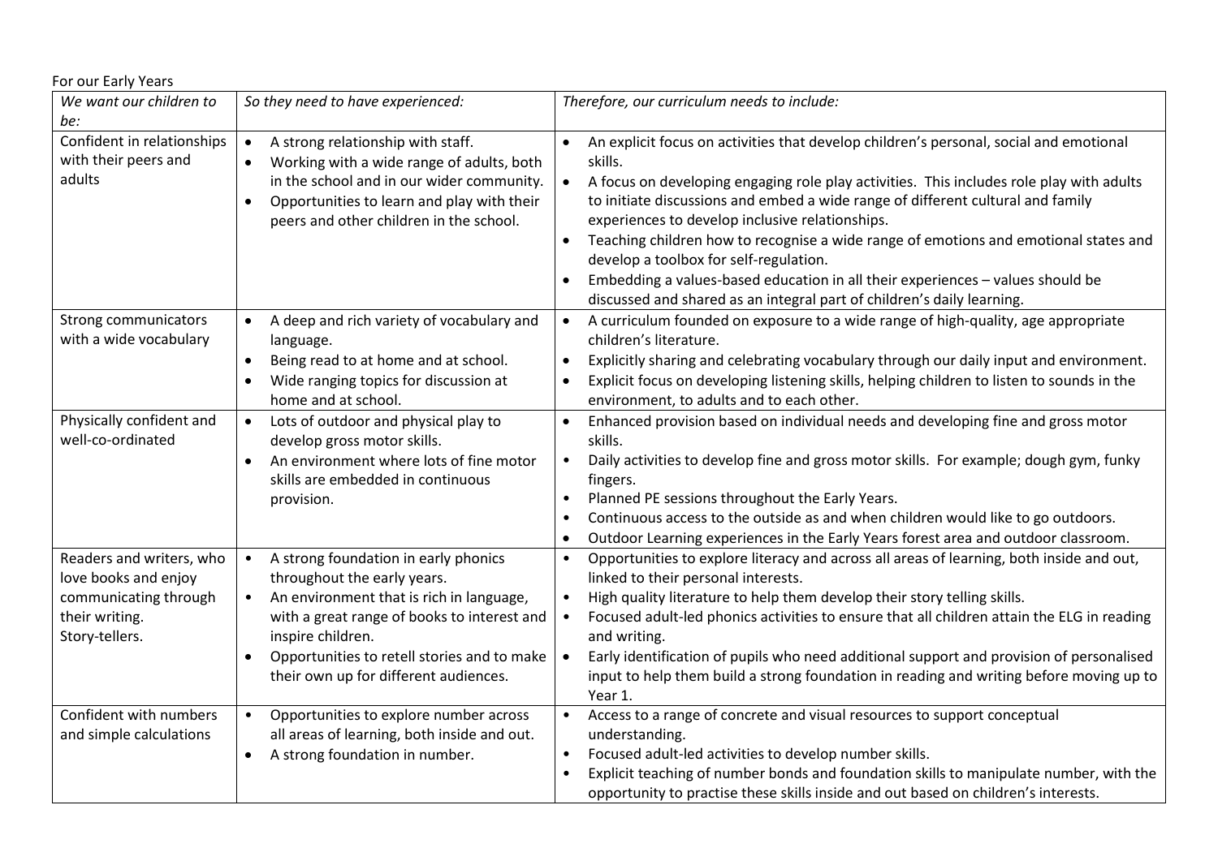For our Early Years

| *We want our children to be:* | *So they need to have experienced:* | *Therefore, our curriculum needs to include:* |
|---|---|---|
| Confident in relationships with their peers and adults | • A strong relationship with staff.<br>• Working with a wide range of adults, both in the school and in our wider community.<br>• Opportunities to learn and play with their peers and other children in the school. | • An explicit focus on activities that develop children's personal, social and emotional skills.<br>• A focus on developing engaging role play activities. This includes role play with adults to initiate discussions and embed a wide range of different cultural and family experiences to develop inclusive relationships.<br>• Teaching children how to recognise a wide range of emotions and emotional states and develop a toolbox for self-regulation.<br>• Embedding a values-based education in all their experiences – values should be discussed and shared as an integral part of children's daily learning. |
| Strong communicators with a wide vocabulary | • A deep and rich variety of vocabulary and language.<br>• Being read to at home and at school.<br>• Wide ranging topics for discussion at home and at school. | • A curriculum founded on exposure to a wide range of high-quality, age appropriate children's literature.<br>• Explicitly sharing and celebrating vocabulary through our daily input and environment.<br>• Explicit focus on developing listening skills, helping children to listen to sounds in the environment, to adults and to each other. |
| Physically confident and well-co-ordinated | • Lots of outdoor and physical play to develop gross motor skills.<br>• An environment where lots of fine motor skills are embedded in continuous provision. | • Enhanced provision based on individual needs and developing fine and gross motor skills.<br>• Daily activities to develop fine and gross motor skills. For example; dough gym, funky fingers.<br>• Planned PE sessions throughout the Early Years.<br>• Continuous access to the outside as and when children would like to go outdoors.<br>• Outdoor Learning experiences in the Early Years forest area and outdoor classroom. |
| Readers and writers, who love books and enjoy communicating through their writing.<br>Story-tellers. | • A strong foundation in early phonics throughout the early years.<br>• An environment that is rich in language, with a great range of books to interest and inspire children.<br>• Opportunities to retell stories and to make their own up for different audiences. | • Opportunities to explore literacy and across all areas of learning, both inside and out, linked to their personal interests.<br>• High quality literature to help them develop their story telling skills.<br>• Focused adult-led phonics activities to ensure that all children attain the ELG in reading and writing.<br>• Early identification of pupils who need additional support and provision of personalised input to help them build a strong foundation in reading and writing before moving up to Year 1. |
| Confident with numbers and simple calculations | • Opportunities to explore number across all areas of learning, both inside and out.<br>• A strong foundation in number. | • Access to a range of concrete and visual resources to support conceptual understanding.<br>• Focused adult-led activities to develop number skills.<br>• Explicit teaching of number bonds and foundation skills to manipulate number, with the opportunity to practise these skills inside and out based on children's interests. |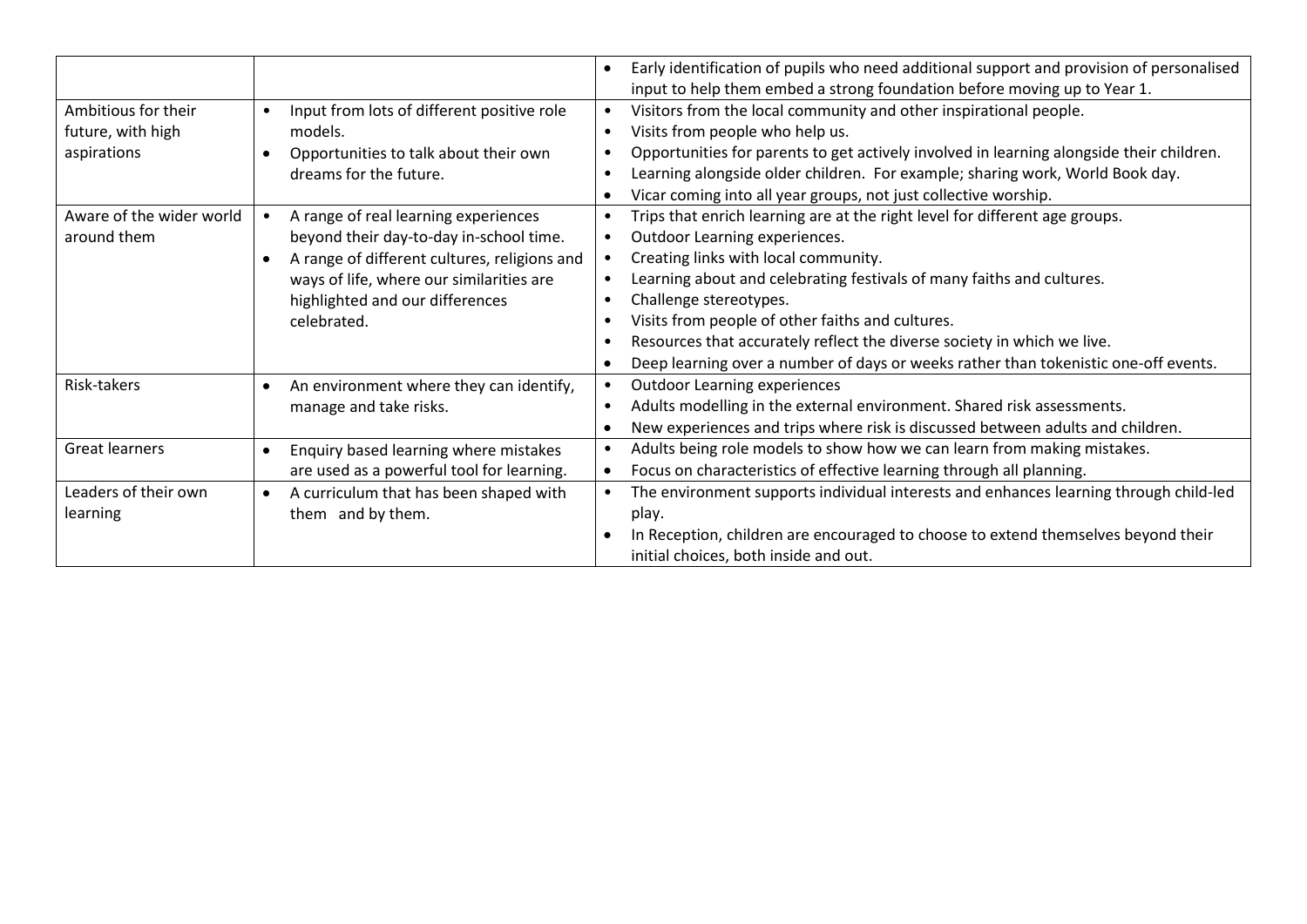| | | |
|---|---|---|
| | | • Early identification of pupils who need additional support and provision of personalised input to help them embed a strong foundation before moving up to Year 1. |
| Ambitious for their future, with high aspirations | • Input from lots of different positive role models.<br>• Opportunities to talk about their own dreams for the future. | • Visitors from the local community and other inspirational people.<br>• Visits from people who help us.<br>• Opportunities for parents to get actively involved in learning alongside their children.<br>• Learning alongside older children. For example; sharing work, World Book day.<br>• Vicar coming into all year groups, not just collective worship. |
| Aware of the wider world around them | • A range of real learning experiences beyond their day-to-day in-school time.<br>• A range of different cultures, religions and ways of life, where our similarities are highlighted and our differences celebrated. | • Trips that enrich learning are at the right level for different age groups.<br>• Outdoor Learning experiences.<br>• Creating links with local community.<br>• Learning about and celebrating festivals of many faiths and cultures.<br>• Challenge stereotypes.<br>• Visits from people of other faiths and cultures.<br>• Resources that accurately reflect the diverse society in which we live.<br>• Deep learning over a number of days or weeks rather than tokenistic one-off events. |
| Risk-takers | • An environment where they can identify, manage and take risks. | • Outdoor Learning experiences<br>• Adults modelling in the external environment. Shared risk assessments.<br>• New experiences and trips where risk is discussed between adults and children. |
| Great learners | • Enquiry based learning where mistakes are used as a powerful tool for learning. | • Adults being role models to show how we can learn from making mistakes.<br>• Focus on characteristics of effective learning through all planning. |
| Leaders of their own learning | • A curriculum that has been shaped with them and by them. | • The environment supports individual interests and enhances learning through child-led play.<br>• In Reception, children are encouraged to choose to extend themselves beyond their initial choices, both inside and out. |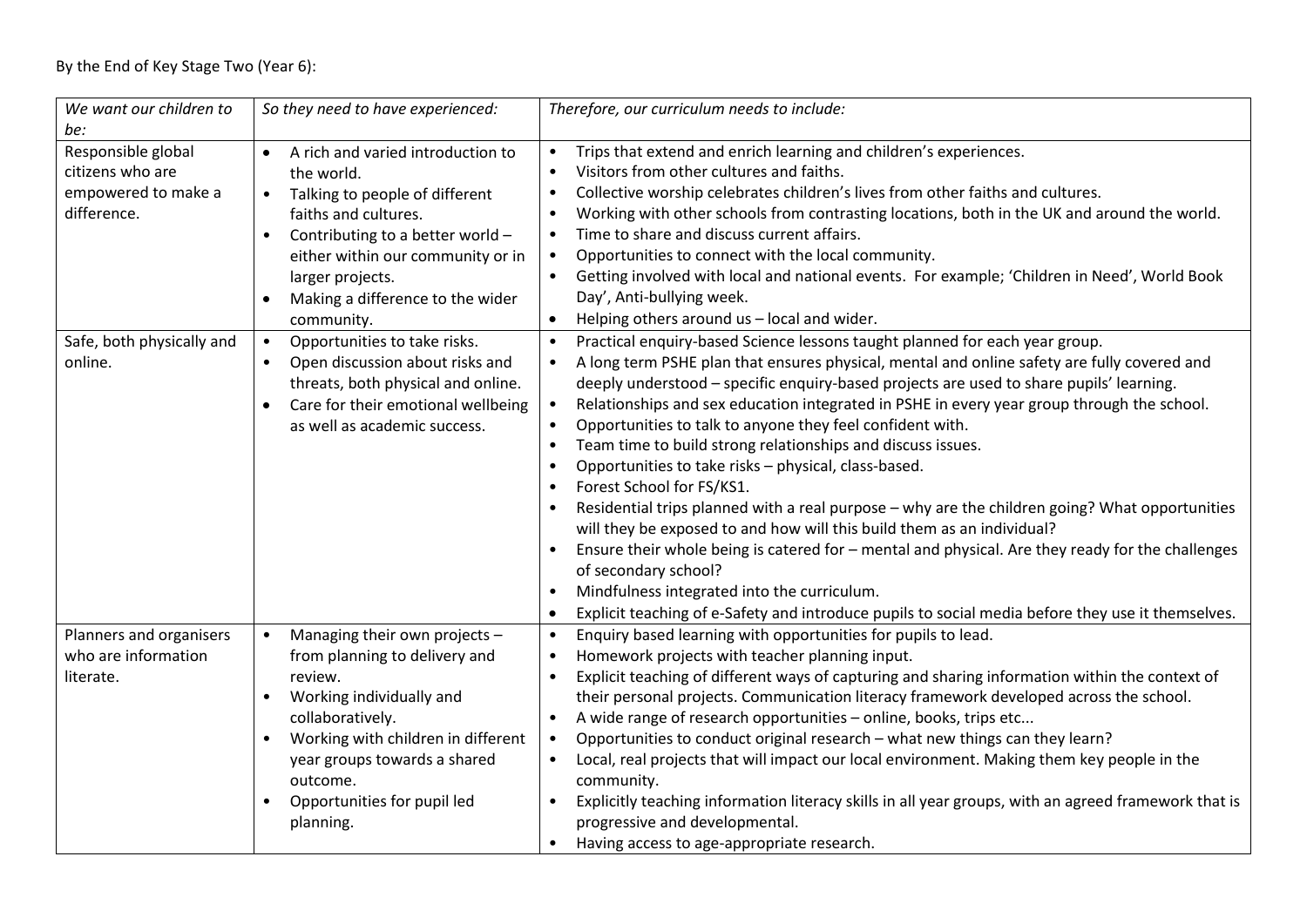By the End of Key Stage Two (Year 6):

| *We want our children to be:* | *So they need to have experienced:* | *Therefore, our curriculum needs to include:* |
|---|---|---|
| Responsible global citizens who are empowered to make a difference. | • A rich and varied introduction to the world.<br>• Talking to people of different faiths and cultures.<br>• Contributing to a better world – either within our community or in larger projects.<br>• Making a difference to the wider community. | • Trips that extend and enrich learning and children's experiences.<br>• Visitors from other cultures and faiths.<br>• Collective worship celebrates children's lives from other faiths and cultures.<br>• Working with other schools from contrasting locations, both in the UK and around the world.<br>• Time to share and discuss current affairs.<br>• Opportunities to connect with the local community.<br>• Getting involved with local and national events. For example; 'Children in Need', World Book Day', Anti-bullying week.<br>• Helping others around us – local and wider. |
| Safe, both physically and online. | • Opportunities to take risks.<br>• Open discussion about risks and threats, both physical and online.<br>• Care for their emotional wellbeing as well as academic success. | • Practical enquiry-based Science lessons taught planned for each year group.<br>• A long term PSHE plan that ensures physical, mental and online safety are fully covered and deeply understood – specific enquiry-based projects are used to share pupils' learning.<br>• Relationships and sex education integrated in PSHE in every year group through the school.<br>• Opportunities to talk to anyone they feel confident with.<br>• Team time to build strong relationships and discuss issues.<br>• Opportunities to take risks – physical, class-based.<br>• Forest School for FS/KS1.<br>• Residential trips planned with a real purpose – why are the children going? What opportunities will they be exposed to and how will this build them as an individual?<br>• Ensure their whole being is catered for – mental and physical. Are they ready for the challenges of secondary school?<br>• Mindfulness integrated into the curriculum.<br>• Explicit teaching of e-Safety and introduce pupils to social media before they use it themselves. |
| Planners and organisers who are information literate. | • Managing their own projects – from planning to delivery and review.<br>• Working individually and collaboratively.<br>• Working with children in different year groups towards a shared outcome.<br>• Opportunities for pupil led planning. | • Enquiry based learning with opportunities for pupils to lead.<br>• Homework projects with teacher planning input.<br>• Explicit teaching of different ways of capturing and sharing information within the context of their personal projects. Communication literacy framework developed across the school.<br>• A wide range of research opportunities – online, books, trips etc...<br>• Opportunities to conduct original research – what new things can they learn?<br>• Local, real projects that will impact our local environment. Making them key people in the community.<br>• Explicitly teaching information literacy skills in all year groups, with an agreed framework that is progressive and developmental.<br>• Having access to age-appropriate research. |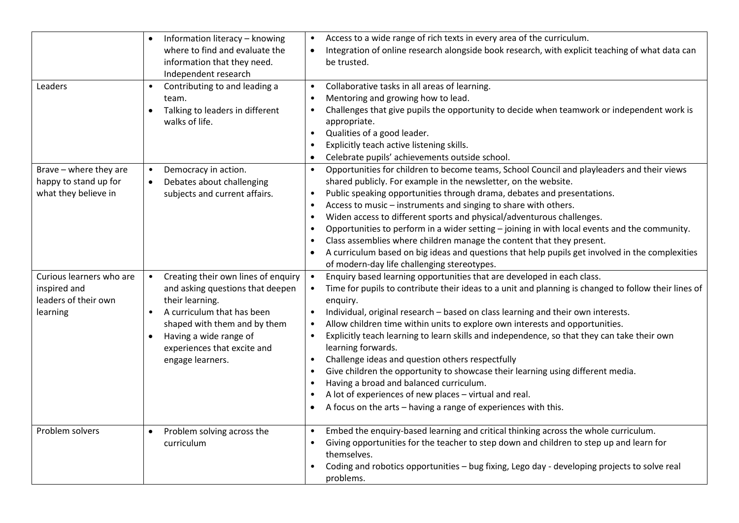| | | |
|---|---|---|
| | • Information literacy – knowing where to find and evaluate the information that they need. Independent research | • Access to a wide range of rich texts in every area of the curriculum.<br>• Integration of online research alongside book research, with explicit teaching of what data can be trusted. |
| Leaders | • Contributing to and leading a team.<br>• Talking to leaders in different walks of life. | • Collaborative tasks in all areas of learning.<br>• Mentoring and growing how to lead.<br>• Challenges that give pupils the opportunity to decide when teamwork or independent work is appropriate.<br>• Qualities of a good leader.<br>• Explicitly teach active listening skills.<br>• Celebrate pupils' achievements outside school. |
| Brave – where they are happy to stand up for what they believe in | • Democracy in action.<br>• Debates about challenging subjects and current affairs. | • Opportunities for children to become teams, School Council and playleaders and their views shared publicly. For example in the newsletter, on the website.<br>• Public speaking opportunities through drama, debates and presentations.<br>• Access to music – instruments and singing to share with others.<br>• Widen access to different sports and physical/adventurous challenges.<br>• Opportunities to perform in a wider setting – joining in with local events and the community.<br>• Class assemblies where children manage the content that they present.<br>• A curriculum based on big ideas and questions that help pupils get involved in the complexities of modern-day life challenging stereotypes. |
| Curious learners who are inspired and leaders of their own learning | • Creating their own lines of enquiry and asking questions that deepen their learning.<br>• A curriculum that has been shaped with them and by them<br>• Having a wide range of experiences that excite and engage learners. | • Enquiry based learning opportunities that are developed in each class.<br>• Time for pupils to contribute their ideas to a unit and planning is changed to follow their lines of enquiry.<br>• Individual, original research – based on class learning and their own interests.<br>• Allow children time within units to explore own interests and opportunities.<br>• Explicitly teach learning to learn skills and independence, so that they can take their own learning forwards.<br>• Challenge ideas and question others respectfully<br>• Give children the opportunity to showcase their learning using different media.<br>• Having a broad and balanced curriculum.<br>• A lot of experiences of new places – virtual and real.<br>• A focus on the arts – having a range of experiences with this. |
| Problem solvers | • Problem solving across the curriculum | • Embed the enquiry-based learning and critical thinking across the whole curriculum.<br>• Giving opportunities for the teacher to step down and children to step up and learn for themselves.<br>• Coding and robotics opportunities – bug fixing, Lego day - developing projects to solve real problems. |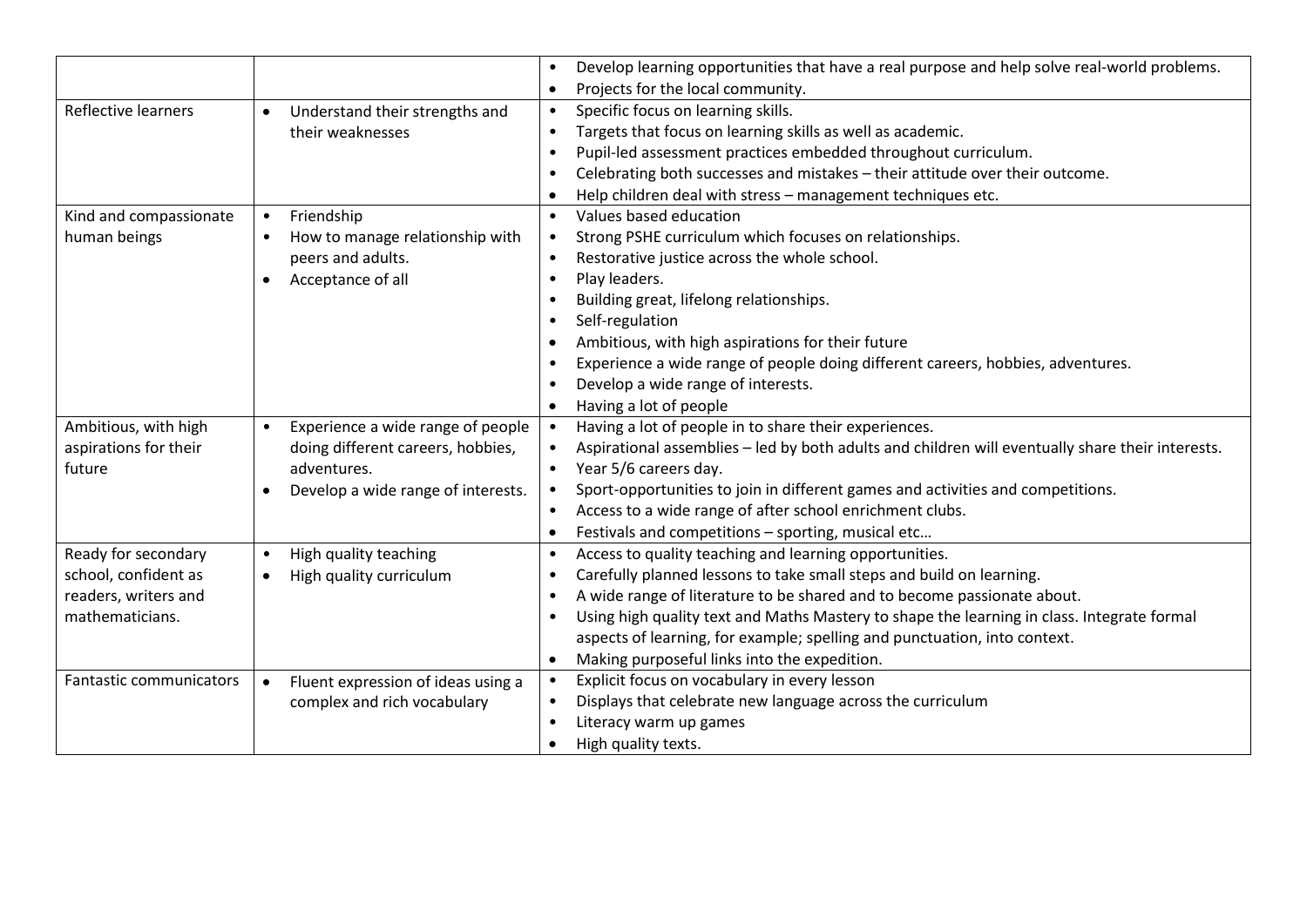| | | |
|---|---|---|
| | | • Develop learning opportunities that have a real purpose and help solve real-world problems.<br>• Projects for the local community. |
| Reflective learners | • Understand their strengths and their weaknesses | • Specific focus on learning skills.<br>• Targets that focus on learning skills as well as academic.<br>• Pupil-led assessment practices embedded throughout curriculum.<br>• Celebrating both successes and mistakes – their attitude over their outcome.<br>• Help children deal with stress – management techniques etc. |
| Kind and compassionate human beings | • Friendship<br>• How to manage relationship with peers and adults.<br>• Acceptance of all | • Values based education<br>• Strong PSHE curriculum which focuses on relationships.<br>• Restorative justice across the whole school.<br>• Play leaders.<br>• Building great, lifelong relationships.<br>• Self-regulation<br>• Ambitious, with high aspirations for their future<br>• Experience a wide range of people doing different careers, hobbies, adventures.<br>• Develop a wide range of interests.<br>• Having a lot of people |
| Ambitious, with high aspirations for their future | • Experience a wide range of people doing different careers, hobbies, adventures.<br>• Develop a wide range of interests. | • Having a lot of people in to share their experiences.<br>• Aspirational assemblies – led by both adults and children will eventually share their interests.<br>• Year 5/6 careers day.<br>• Sport-opportunities to join in different games and activities and competitions.<br>• Access to a wide range of after school enrichment clubs.<br>• Festivals and competitions – sporting, musical etc… |
| Ready for secondary school, confident as readers, writers and mathematicians. | • High quality teaching<br>• High quality curriculum | • Access to quality teaching and learning opportunities.<br>• Carefully planned lessons to take small steps and build on learning.<br>• A wide range of literature to be shared and to become passionate about.<br>• Using high quality text and Maths Mastery to shape the learning in class. Integrate formal aspects of learning, for example; spelling and punctuation, into context.<br>• Making purposeful links into the expedition. |
| Fantastic communicators | • Fluent expression of ideas using a complex and rich vocabulary | • Explicit focus on vocabulary in every lesson<br>• Displays that celebrate new language across the curriculum<br>• Literacy warm up games<br>• High quality texts. |